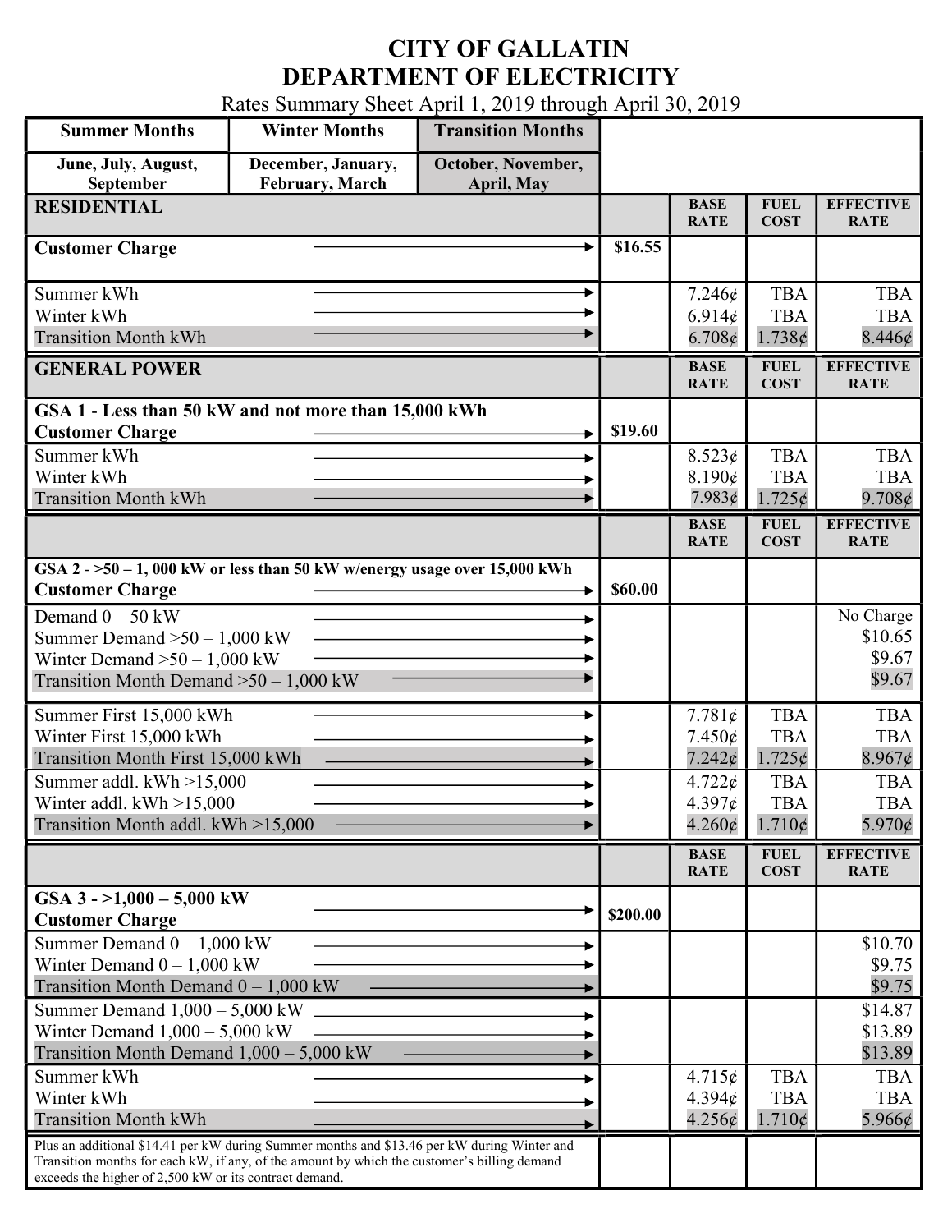# CITY OF GALLATIN
# DEPARTMENT OF ELECTRICITY

Rates Summary Sheet April 1, 2019 through April 30, 2019

| Summer Months | Winter Months | Transition Months |
|---|---|---|
| June, July, August, September | December, January, February, March | October, November, April, May |

| RESIDENTIAL | | BASE RATE | FUEL COST | EFFECTIVE RATE |
|---|---|---|---|---|
| **Customer Charge** | $16.55 | | | |
| Summer kWh | | 7.246¢ | TBA | TBA |
| Winter kWh | | 6.914¢ | TBA | TBA |
| Transition Month kWh | | 6.708¢ | 1.738¢ | 8.446¢ |

| GENERAL POWER | | BASE RATE | FUEL COST | EFFECTIVE RATE |
|---|---|---|---|---|
| **GSA 1 - Less than 50 kW and not more than 15,000 kWh** | | | | |
| **Customer Charge** | $19.60 | | | |
| Summer kWh | | 8.523¢ | TBA | TBA |
| Winter kWh | | 8.190¢ | TBA | TBA |
| Transition Month kWh | | 7.983¢ | 1.725¢ | 9.708¢ |

| | | BASE RATE | FUEL COST | EFFECTIVE RATE |
|---|---|---|---|---|
| **GSA 2 - >50 – 1, 000 kW or less than 50 kW w/energy usage over 15,000 kWh** | | | | |
| **Customer Charge** | $60.00 | | | |
| Demand 0 – 50 kW | | | | No Charge |
| Summer Demand >50 – 1,000 kW | | | | $10.65 |
| Winter Demand >50 – 1,000 kW | | | | $9.67 |
| Transition Month Demand >50 – 1,000 kW | | | | $9.67 |
| Summer First 15,000 kWh | | 7.781¢ | TBA | TBA |
| Winter First 15,000 kWh | | 7.450¢ | TBA | TBA |
| Transition Month First 15,000 kWh | | 7.242¢ | 1.725¢ | 8.967¢ |
| Summer addl. kWh >15,000 | | 4.722¢ | TBA | TBA |
| Winter addl. kWh >15,000 | | 4.397¢ | TBA | TBA |
| Transition Month addl. kWh >15,000 | | 4.260¢ | 1.710¢ | 5.970¢ |

| | | BASE RATE | FUEL COST | EFFECTIVE RATE |
|---|---|---|---|---|
| **GSA 3 - >1,000 – 5,000 kW** | | | | |
| **Customer Charge** | $200.00 | | | |
| Summer Demand 0 – 1,000 kW | | | | $10.70 |
| Winter Demand 0 – 1,000 kW | | | | $9.75 |
| Transition Month Demand 0 – 1,000 kW | | | | $9.75 |
| Summer Demand 1,000 – 5,000 kW | | | | $14.87 |
| Winter Demand 1,000 – 5,000 kW | | | | $13.89 |
| Transition Month Demand 1,000 – 5,000 kW | | | | $13.89 |
| Summer kWh | | 4.715¢ | TBA | TBA |
| Winter kWh | | 4.394¢ | TBA | TBA |
| Transition Month kWh | | 4.256¢ | 1.710¢ | 5.966¢ |
| Plus an additional $14.41 per kW during Summer months and $13.46 per kW during Winter and Transition months for each kW, if any, of the amount by which the customer's billing demand exceeds the higher of 2,500 kW or its contract demand. | | | | |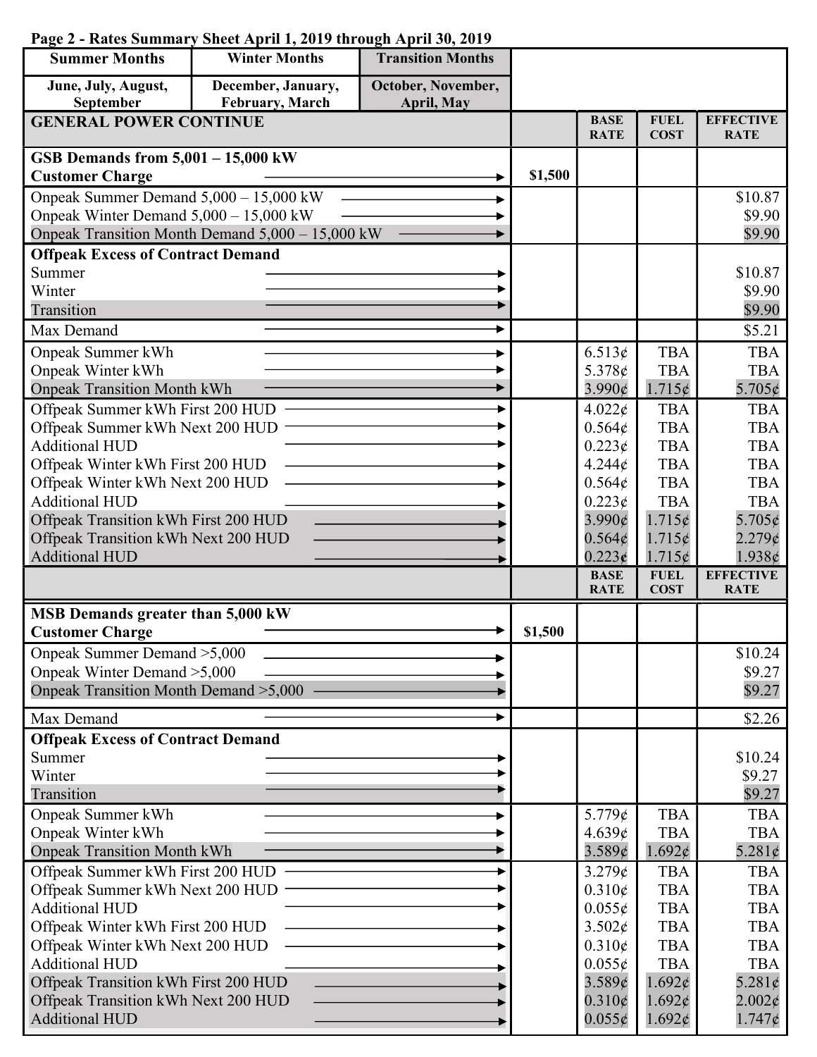**Page 2 - Rates Summary Sheet April 1, 2019 through April 30, 2019**

| Summer Months | Winter Months | Transition Months | | | | |
|---|---|---|---|---|---|---|
| June, July, August, September | December, January, February, March | October, November, April, May | | | | |
| **GENERAL POWER CONTINUE** | | | | **BASE RATE** | **FUEL COST** | **EFFECTIVE RATE** |
| **GSB Demands from 5,001 – 15,000 kW** | | | | | | |
| **Customer Charge** | | | $1,500 | | | |
| Onpeak Summer Demand 5,000 – 15,000 kW | | | | | | $10.87 |
| Onpeak Winter Demand 5,000 – 15,000 kW | | | | | | $9.90 |
| Onpeak Transition Month Demand 5,000 – 15,000 kW | | | | | | $9.90 |
| **Offpeak Excess of Contract Demand** | | | | | | |
| Summer | | | | | | $10.87 |
| Winter | | | | | | $9.90 |
| Transition | | | | | | $9.90 |
| Max Demand | | | | | | $5.21 |
| Onpeak Summer kWh | | | | 6.513¢ | TBA | TBA |
| Onpeak Winter kWh | | | | 5.378¢ | TBA | TBA |
| Onpeak Transition Month kWh | | | | 3.990¢ | 1.715¢ | 5.705¢ |
| Offpeak Summer kWh First 200 HUD | | | | 4.022¢ | TBA | TBA |
| Offpeak Summer kWh Next 200 HUD | | | | 0.564¢ | TBA | TBA |
| Additional HUD | | | | 0.223¢ | TBA | TBA |
| Offpeak Winter kWh First 200 HUD | | | | 4.244¢ | TBA | TBA |
| Offpeak Winter kWh Next 200 HUD | | | | 0.564¢ | TBA | TBA |
| Additional HUD | | | | 0.223¢ | TBA | TBA |
| Offpeak Transition kWh First 200 HUD | | | | 3.990¢ | 1.715¢ | 5.705¢ |
| Offpeak Transition kWh Next 200 HUD | | | | 0.564¢ | 1.715¢ | 2.279¢ |
| Additional HUD | | | | 0.223¢ | 1.715¢ | 1.938¢ |
| | | | | **BASE RATE** | **FUEL COST** | **EFFECTIVE RATE** |
| **MSB Demands greater than 5,000 kW** | | | | | | |
| **Customer Charge** | | | $1,500 | | | |
| Onpeak Summer Demand >5,000 | | | | | | $10.24 |
| Onpeak Winter Demand >5,000 | | | | | | $9.27 |
| Onpeak Transition Month Demand >5,000 | | | | | | $9.27 |
| Max Demand | | | | | | $2.26 |
| **Offpeak Excess of Contract Demand** | | | | | | |
| Summer | | | | | | $10.24 |
| Winter | | | | | | $9.27 |
| Transition | | | | | | $9.27 |
| Onpeak Summer kWh | | | | 5.779¢ | TBA | TBA |
| Onpeak Winter kWh | | | | 4.639¢ | TBA | TBA |
| Onpeak Transition Month kWh | | | | 3.589¢ | 1.692¢ | 5.281¢ |
| Offpeak Summer kWh First 200 HUD | | | | 3.279¢ | TBA | TBA |
| Offpeak Summer kWh Next 200 HUD | | | | 0.310¢ | TBA | TBA |
| Additional HUD | | | | 0.055¢ | TBA | TBA |
| Offpeak Winter kWh First 200 HUD | | | | 3.502¢ | TBA | TBA |
| Offpeak Winter kWh Next 200 HUD | | | | 0.310¢ | TBA | TBA |
| Additional HUD | | | | 0.055¢ | TBA | TBA |
| Offpeak Transition kWh First 200 HUD | | | | 3.589¢ | 1.692¢ | 5.281¢ |
| Offpeak Transition kWh Next 200 HUD | | | | 0.310¢ | 1.692¢ | 2.002¢ |
| Additional HUD | | | | 0.055¢ | 1.692¢ | 1.747¢ |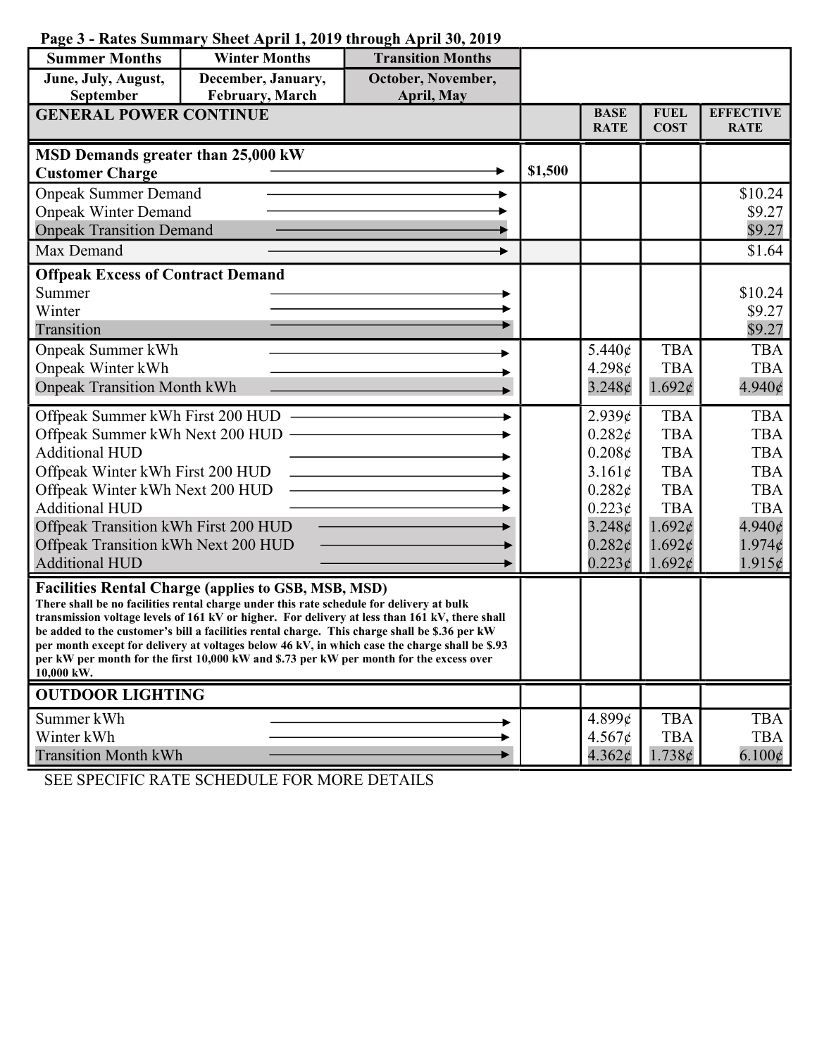**Page 3 - Rates Summary Sheet April 1, 2019 through April 30, 2019**

| Summer Months | Winter Months | Transition Months |
|---|---|---|
| June, July, August, September | December, January, February, March | October, November, April, May |

| GENERAL POWER CONTINUE | | BASE RATE | FUEL COST | EFFECTIVE RATE |
|---|---|---|---|---|
| **MSD Demands greater than 25,000 kW** | | | | |
| **Customer Charge** | $1,500 | | | |
| Onpeak Summer Demand | | | | $10.24 |
| Onpeak Winter Demand | | | | $9.27 |
| Onpeak Transition Demand | | | | $9.27 |
| Max Demand | | | | $1.64 |
| **Offpeak Excess of Contract Demand** | | | | |
| Summer | | | | $10.24 |
| Winter | | | | $9.27 |
| Transition | | | | $9.27 |
| Onpeak Summer kWh | | 5.440¢ | TBA | TBA |
| Onpeak Winter kWh | | 4.298¢ | TBA | TBA |
| Onpeak Transition Month kWh | | 3.248¢ | 1.692¢ | 4.940¢ |
| Offpeak Summer kWh First 200 HUD | | 2.939¢ | TBA | TBA |
| Offpeak Summer kWh Next 200 HUD | | 0.282¢ | TBA | TBA |
| Additional HUD | | 0.208¢ | TBA | TBA |
| Offpeak Winter kWh First 200 HUD | | 3.161¢ | TBA | TBA |
| Offpeak Winter kWh Next 200 HUD | | 0.282¢ | TBA | TBA |
| Additional HUD | | 0.223¢ | TBA | TBA |
| Offpeak Transition kWh First 200 HUD | | 3.248¢ | 1.692¢ | 4.940¢ |
| Offpeak Transition kWh Next 200 HUD | | 0.282¢ | 1.692¢ | 1.974¢ |
| Additional HUD | | 0.223¢ | 1.692¢ | 1.915¢ |

**Facilities Rental Charge (applies to GSB, MSB, MSD)**

**There shall be no facilities rental charge under this rate schedule for delivery at bulk transmission voltage levels of 161 kV or higher. For delivery at less than 161 kV, there shall be added to the customer's bill a facilities rental charge. This charge shall be $.36 per kW per month except for delivery at voltages below 46 kV, in which case the charge shall be $.93 per kW per month for the first 10,000 kW and $.73 per kW per month for the excess over 10,000 kW.**

| OUTDOOR LIGHTING | | BASE RATE | FUEL COST | EFFECTIVE RATE |
|---|---|---|---|---|
| Summer kWh | | 4.899¢ | TBA | TBA |
| Winter kWh | | 4.567¢ | TBA | TBA |
| Transition Month kWh | | 4.362¢ | 1.738¢ | 6.100¢ |

SEE SPECIFIC RATE SCHEDULE FOR MORE DETAILS